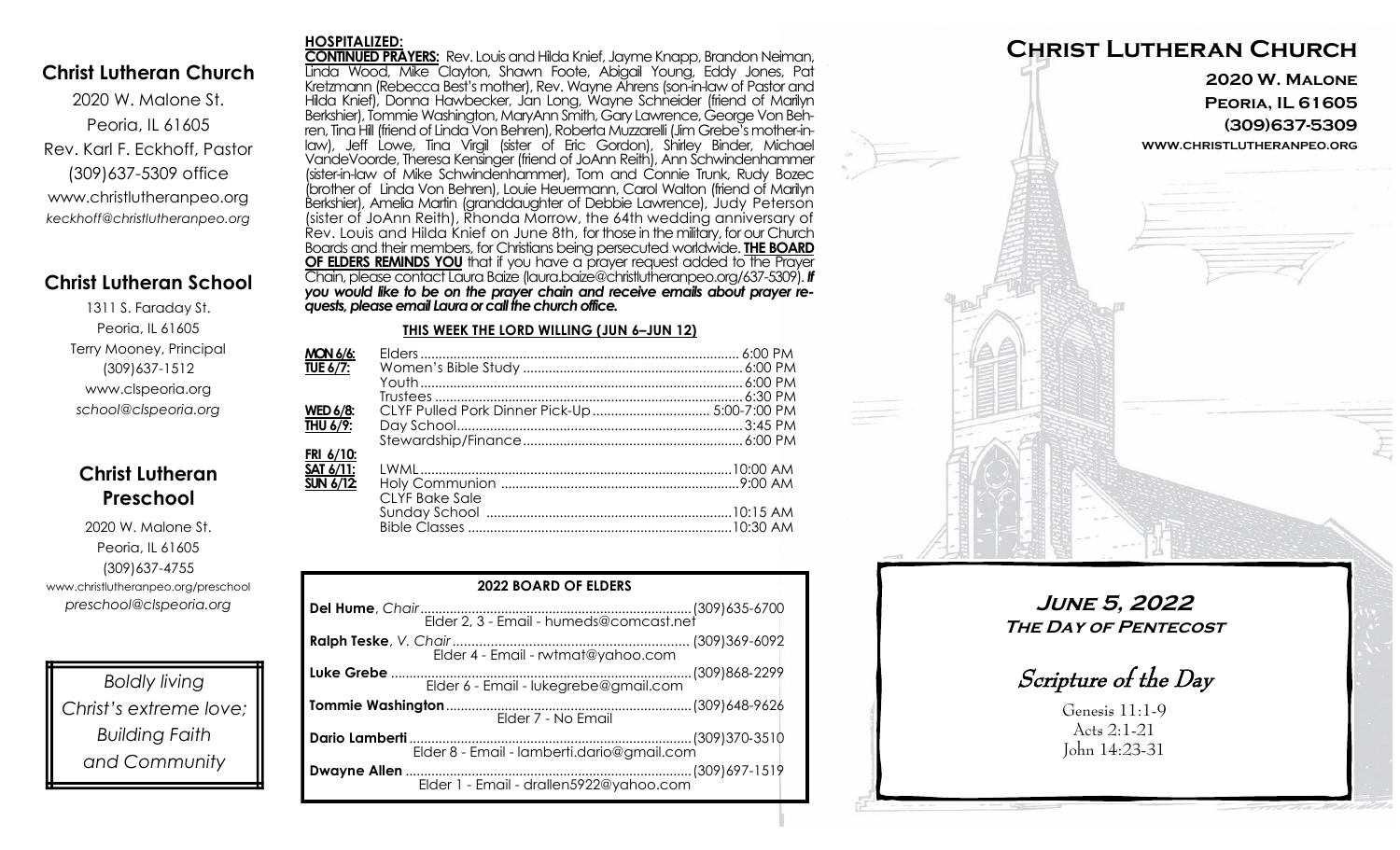## Christ Lutheran Church

2020 W. Malone St.
Peoria, IL 61605
Rev. Karl F. Eckhoff, Pastor
(309)637-5309 office
www.christlutheranpeo.org
*keckhoff@christlutheranpeo.org*

## Christ Lutheran School

1311 S. Faraday St.
Peoria, IL 61605
Terry Mooney, Principal
(309)637-1512
www.clspeoria.org
*school@clspeoria.org*

## Christ Lutheran Preschool

2020 W. Malone St.
Peoria, IL 61605
(309)637-4755
www.christlutheranpeo.org/preschool
*preschool@clspeoria.org*

*Boldly living Christ's extreme love; Building Faith and Community*

**HOSPITALIZED:**

**CONTINUED PRAYERS:** Rev. Louis and Hilda Knief, Jayme Knapp, Brandon Neiman, Linda Wood, Mike Clayton, Shawn Foote, Abigail Young, Eddy Jones, Pat Kretzmann (Rebecca Best's mother), Rev. Wayne Ahrens (son-in-law of Pastor and Hilda Knief), Donna Hawbecker, Jan Long, Wayne Schneider (friend of Marilyn Berkshier), Tommie Washington, MaryAnn Smith, Gary Lawrence, George Von Behren, Tina Hill (friend of Linda Von Behren), Roberta Muzzarelli (Jim Grebe's mother-in-law), Jeff Lowe, Tina Virgil (sister of Eric Gordon), Shirley Binder, Michael VandeVoorde, Theresa Kensinger (friend of JoAnn Reith), Ann Schwindenhammer (sister-in-law of Mike Schwindenhammer), Tom and Connie Trunk, Rudy Bozec (brother of Linda Von Behren), Louie Heuermann, Carol Walton (friend of Marilyn Berkshier), Amelia Martin (granddaughter of Debbie Lawrence), Judy Peterson (sister of JoAnn Reith), Rhonda Morrow, the 64th wedding anniversary of Rev. Louis and Hilda Knief on June 8th, for those in the military, for our Church Boards and their members, for Christians being persecuted worldwide. **THE BOARD OF ELDERS REMINDS YOU** that if you have a prayer request added to the Prayer Chain, please contact Laura Baize (laura.baize@christlutheranpeo.org/637-5309). ***If you would like to be on the prayer chain and receive emails about prayer requests, please email Laura or call the church office.***

**THIS WEEK THE LORD WILLING (JUN 6–JUN 12)**

| | | |
|---|---|---|
| **MON 6/6:** | Elders | 6:00 PM |
| **TUE 6/7:** | Women's Bible Study | 6:00 PM |
| | Youth | 6:00 PM |
| | Trustees | 6:30 PM |
| **WED 6/8:** | CLYF Pulled Pork Dinner Pick-Up | 5:00-7:00 PM |
| **THU 6/9:** | Day School | 3:45 PM |
| | Stewardship/Finance | 6:00 PM |
| **FRI 6/10:** | | |
| **SAT 6/11:** | LWML | 10:00 AM |
| **SUN 6/12:** | Holy Communion | 9:00 AM |
| | CLYF Bake Sale | |
| | Sunday School | 10:15 AM |
| | Bible Classes | 10:30 AM |

**2022 BOARD OF ELDERS**

**Del Hume**, *Chair* .......... (309)635-6700
Elder 2, 3 - Email - humeds@comcast.net

**Ralph Teske**, *V. Chair* .......... (309)369-6092
Elder 4 - Email - rwtmat@yahoo.com

**Luke Grebe** .......... (309)868-2299
Elder 6 - Email - lukegrebe@gmail.com

**Tommie Washington** .......... (309)648-9626
Elder 7 - No Email

**Dario Lamberti** .......... (309)370-3510
Elder 8 - Email - lamberti.dario@gmail.com

**Dwayne Allen** .......... (309)697-1519
Elder 1 - Email - drallen5922@yahoo.com

# Christ Lutheran Church

**2020 W. Malone**
**Peoria, IL 61605**
**(309)637-5309**
**www.christlutheranpeo.org**

## *June 5, 2022*
### *The Day of Pentecost*

*Scripture of the Day*

Genesis 11:1-9
Acts 2:1-21
John 14:23-31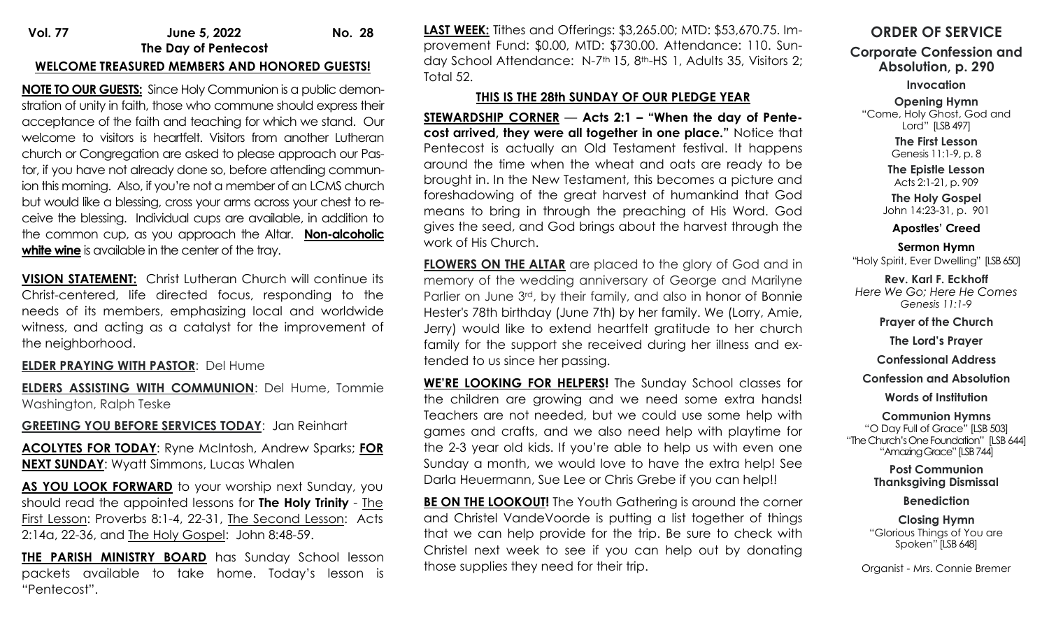**Vol. 77** **June 5, 2022** **No. 28**

**The Day of Pentecost**

**WELCOME TREASURED MEMBERS AND HONORED GUESTS!**

**NOTE TO OUR GUESTS:** Since Holy Communion is a public demonstration of unity in faith, those who commune should express their acceptance of the faith and teaching for which we stand. Our welcome to visitors is heartfelt. Visitors from another Lutheran church or Congregation are asked to please approach our Pastor, if you have not already done so, before attending communion this morning. Also, if you're not a member of an LCMS church but would like a blessing, cross your arms across your chest to receive the blessing. Individual cups are available, in addition to the common cup, as you approach the Altar. **Non-alcoholic white wine** is available in the center of the tray.

**VISION STATEMENT:** Christ Lutheran Church will continue its Christ-centered, life directed focus, responding to the needs of its members, emphasizing local and worldwide witness, and acting as a catalyst for the improvement of the neighborhood.

**ELDER PRAYING WITH PASTOR**: Del Hume

**ELDERS ASSISTING WITH COMMUNION**: Del Hume, Tommie Washington, Ralph Teske

**GREETING YOU BEFORE SERVICES TODAY**: Jan Reinhart

**ACOLYTES FOR TODAY**: Ryne McIntosh, Andrew Sparks; **FOR NEXT SUNDAY**: Wyatt Simmons, Lucas Whalen

**AS YOU LOOK FORWARD** to your worship next Sunday, you should read the appointed lessons for **The Holy Trinity** - The First Lesson: Proverbs 8:1-4, 22-31, The Second Lesson: Acts 2:14a, 22-36, and The Holy Gospel: John 8:48-59.

**THE PARISH MINISTRY BOARD** has Sunday School lesson packets available to take home. Today's lesson is "Pentecost".

**LAST WEEK:** Tithes and Offerings: $3,265.00; MTD: $53,670.75. Improvement Fund: $0.00, MTD: $730.00. Attendance: 110. Sunday School Attendance: N-7th 15, 8th-HS 1, Adults 35, Visitors 2; Total 52.

**THIS IS THE 28th SUNDAY OF OUR PLEDGE YEAR**

**STEWARDSHIP CORNER** — **Acts 2:1 – "When the day of Pentecost arrived, they were all together in one place."** Notice that Pentecost is actually an Old Testament festival. It happens around the time when the wheat and oats are ready to be brought in. In the New Testament, this becomes a picture and foreshadowing of the great harvest of humankind that God means to bring in through the preaching of His Word. God gives the seed, and God brings about the harvest through the work of His Church.

**FLOWERS ON THE ALTAR** are placed to the glory of God and in memory of the wedding anniversary of George and Marilyne Parlier on June 3rd, by their family, and also in honor of Bonnie Hester's 78th birthday (June 7th) by her family. We (Lorry, Amie, Jerry) would like to extend heartfelt gratitude to her church family for the support she received during her illness and extended to us since her passing.

**WE'RE LOOKING FOR HELPERS!** The Sunday School classes for the children are growing and we need some extra hands! Teachers are not needed, but we could use some help with games and crafts, and we also need help with playtime for the 2-3 year old kids. If you're able to help us with even one Sunday a month, we would love to have the extra help! See Darla Heuermann, Sue Lee or Chris Grebe if you can help!!

**BE ON THE LOOKOUT!** The Youth Gathering is around the corner and Christel VandeVoorde is putting a list together of things that we can help provide for the trip. Be sure to check with Christel next week to see if you can help out by donating those supplies they need for their trip.

## ORDER OF SERVICE

### Corporate Confession and Absolution, p. 290

**Invocation**

**Opening Hymn**
"Come, Holy Ghost, God and Lord" [LSB 497]

**The First Lesson**
Genesis 11:1-9, p. 8

**The Epistle Lesson**
Acts 2:1-21, p. 909

**The Holy Gospel**
John 14:23-31, p. 901

**Apostles' Creed**

**Sermon Hymn**
"Holy Spirit, Ever Dwelling" [LSB 650]

**Rev. Karl F. Eckhoff**
*Here We Go; Here He Comes*
*Genesis 11:1-9*

**Prayer of the Church**

**The Lord's Prayer**

**Confessional Address**

**Confession and Absolution**

**Words of Institution**

**Communion Hymns**
"O Day Full of Grace" [LSB 503]
"The Church's One Foundation" [LSB 644]
"Amazing Grace" [LSB 744]

**Post Communion Thanksgiving Dismissal**

**Benediction**

**Closing Hymn**
"Glorious Things of You are Spoken" [LSB 648]

Organist - Mrs. Connie Bremer